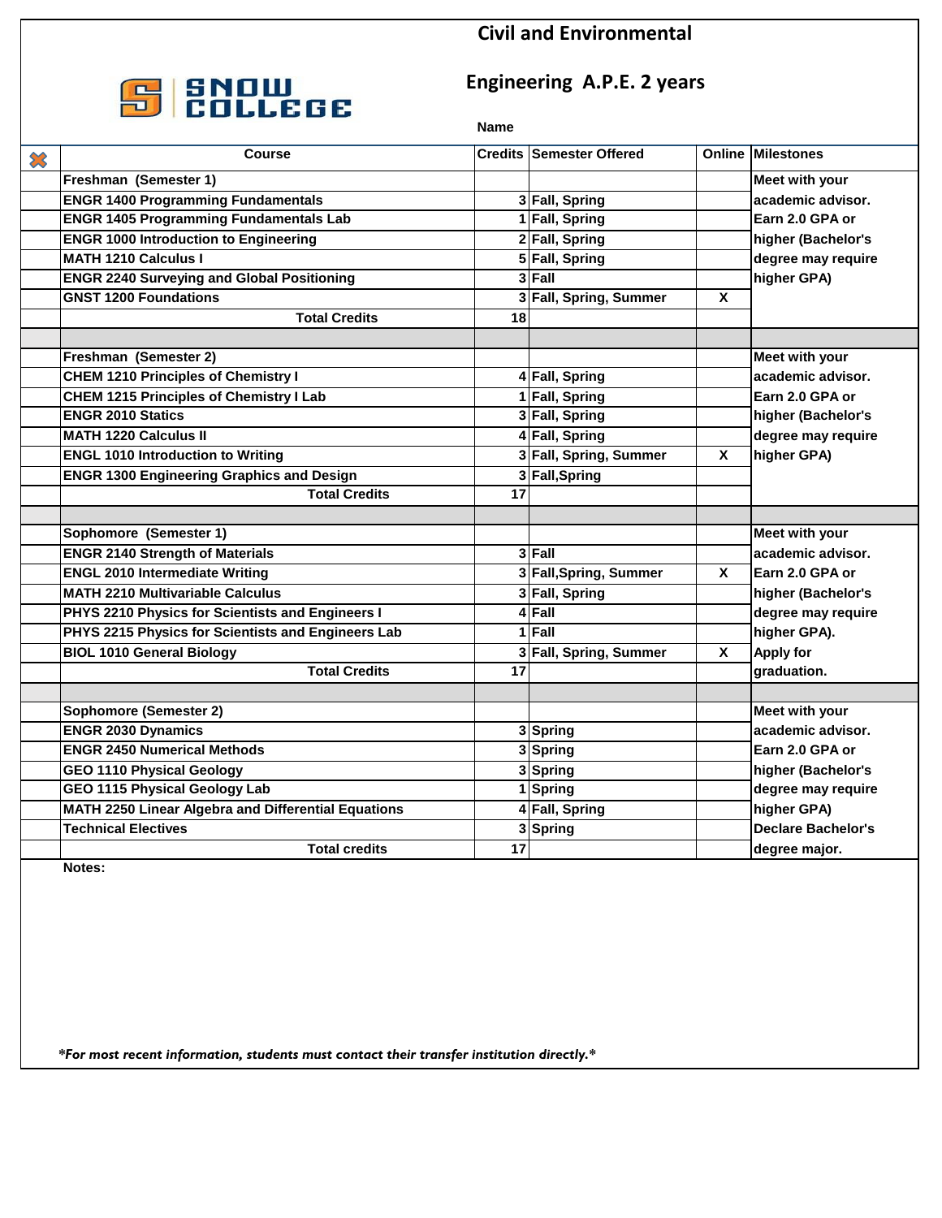# Civil and Environmental Engineering A.P.E. 2 years

**Name**

| ✖ | Course | Credits | Semester Offered | Online | Milestones |
|---|---|---|---|---|---|
| | **Freshman (Semester 1)** | | | | Meet with your academic advisor. Earn 2.0 GPA or higher (Bachelor's degree may require higher GPA) |
| | ENGR 1400 Programming Fundamentals | 3 | Fall, Spring | | |
| | ENGR 1405 Programming Fundamentals Lab | 1 | Fall, Spring | | |
| | ENGR 1000 Introduction to Engineering | 2 | Fall, Spring | | |
| | MATH 1210 Calculus I | 5 | Fall, Spring | | |
| | ENGR 2240 Surveying and Global Positioning | 3 | Fall | | |
| | GNST 1200 Foundations | 3 | Fall, Spring, Summer | X | |
| | **Total Credits** | **18** | | | |
| | | | | | |
| | **Freshman (Semester 2)** | | | | Meet with your academic advisor. Earn 2.0 GPA or higher (Bachelor's degree may require higher GPA) |
| | CHEM 1210 Principles of Chemistry I | 4 | Fall, Spring | | |
| | CHEM 1215 Principles of Chemistry I Lab | 1 | Fall, Spring | | |
| | ENGR 2010 Statics | 3 | Fall, Spring | | |
| | MATH 1220 Calculus II | 4 | Fall, Spring | | |
| | ENGL 1010 Introduction to Writing | 3 | Fall, Spring, Summer | X | |
| | ENGR 1300 Engineering Graphics and Design | 3 | Fall,Spring | | |
| | **Total Credits** | **17** | | | |
| | | | | | |
| | **Sophomore (Semester 1)** | | | | Meet with your academic advisor. Earn 2.0 GPA or higher (Bachelor's degree may require higher GPA). Apply for graduation. |
| | ENGR 2140 Strength of Materials | 3 | Fall | | |
| | ENGL 2010 Intermediate Writing | 3 | Fall,Spring, Summer | X | |
| | MATH 2210 Multivariable Calculus | 3 | Fall, Spring | | |
| | PHYS 2210 Physics for Scientists and Engineers I | 4 | Fall | | |
| | PHYS 2215 Physics for Scientists and Engineers Lab | 1 | Fall | | |
| | BIOL 1010 General Biology | 3 | Fall, Spring, Summer | X | |
| | **Total Credits** | **17** | | | |
| | | | | | |
| | **Sophomore (Semester 2)** | | | | Meet with your academic advisor. Earn 2.0 GPA or higher (Bachelor's degree may require higher GPA) Declare Bachelor's degree major. |
| | ENGR 2030 Dynamics | 3 | Spring | | |
| | ENGR 2450 Numerical Methods | 3 | Spring | | |
| | GEO 1110 Physical Geology | 3 | Spring | | |
| | GEO 1115 Physical Geology Lab | 1 | Spring | | |
| | MATH 2250 Linear Algebra and Differential Equations | 4 | Fall, Spring | | |
| | Technical Electives | 3 | Spring | | |
| | **Total credits** | **17** | | | |

**Notes:**

***For most recent information, students must contact their transfer institution directly.***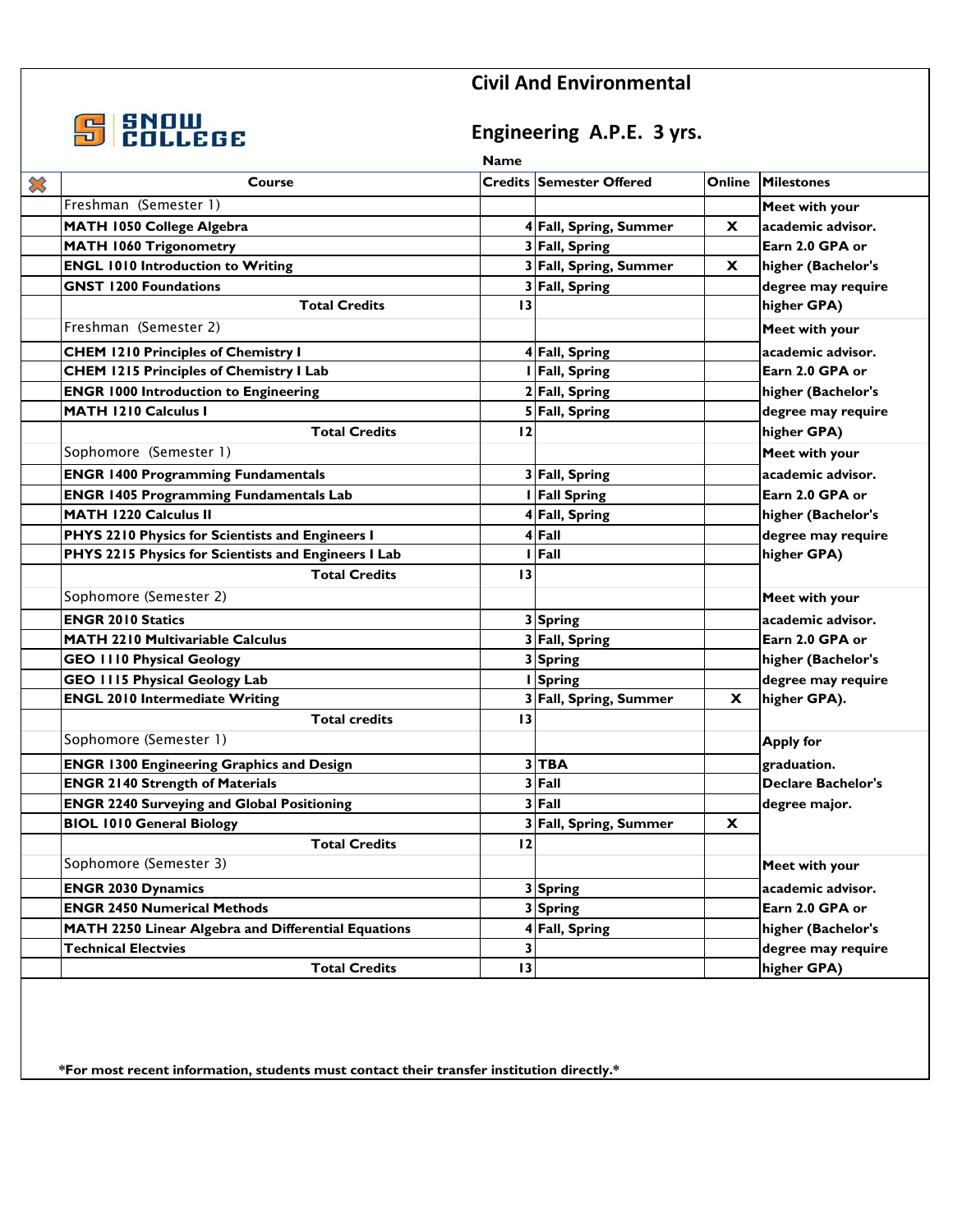# Civil And Environmental Engineering A.P.E. 3 yrs.

**Name**

| | Course | Credits | Semester Offered | Online | Milestones |
|---|---|---|---|---|---|
| | Freshman (Semester 1) | | | | Meet with your academic advisor. Earn 2.0 GPA or higher (Bachelor's degree may require higher GPA) |
| | **MATH 1050 College Algebra** | 4 | Fall, Spring, Summer | X | |
| | **MATH 1060 Trigonometry** | 3 | Fall, Spring | | |
| | **ENGL 1010 Introduction to Writing** | 3 | Fall, Spring, Summer | X | |
| | **GNST 1200 Foundations** | 3 | Fall, Spring | | |
| | **Total Credits** | 13 | | | |
| | Freshman (Semester 2) | | | | Meet with your academic advisor. Earn 2.0 GPA or higher (Bachelor's degree may require higher GPA) |
| | **CHEM 1210 Principles of Chemistry I** | 4 | Fall, Spring | | |
| | **CHEM 1215 Principles of Chemistry I Lab** | 1 | Fall, Spring | | |
| | **ENGR 1000 Introduction to Engineering** | 2 | Fall, Spring | | |
| | **MATH 1210 Calculus I** | 5 | Fall, Spring | | |
| | **Total Credits** | 12 | | | |
| | Sophomore (Semester 1) | | | | Meet with your academic advisor. Earn 2.0 GPA or higher (Bachelor's degree may require higher GPA) |
| | **ENGR 1400 Programming Fundamentals** | 3 | Fall, Spring | | |
| | **ENGR 1405 Programming Fundamentals Lab** | 1 | Fall Spring | | |
| | **MATH 1220 Calculus II** | 4 | Fall, Spring | | |
| | **PHYS 2210 Physics for Scientists and Engineers I** | 4 | Fall | | |
| | **PHYS 2215 Physics for Scientists and Engineers I Lab** | 1 | Fall | | |
| | **Total Credits** | 13 | | | |
| | Sophomore (Semester 2) | | | | Meet with your academic advisor. Earn 2.0 GPA or higher (Bachelor's degree may require higher GPA). |
| | **ENGR 2010 Statics** | 3 | Spring | | |
| | **MATH 2210 Multivariable Calculus** | 3 | Fall, Spring | | |
| | **GEO 1110 Physical Geology** | 3 | Spring | | |
| | **GEO 1115 Physical Geology Lab** | 1 | Spring | | |
| | **ENGL 2010 Intermediate Writing** | 3 | Fall, Spring, Summer | X | |
| | **Total credits** | 13 | | | |
| | Sophomore (Semester 1) | | | | Apply for graduation. Declare Bachelor's degree major. |
| | **ENGR 1300 Engineering Graphics and Design** | 3 | TBA | | |
| | **ENGR 2140 Strength of Materials** | 3 | Fall | | |
| | **ENGR 2240 Surveying and Global Positioning** | 3 | Fall | | |
| | **BIOL 1010 General Biology** | 3 | Fall, Spring, Summer | X | |
| | **Total Credits** | 12 | | | |
| | Sophomore (Semester 3) | | | | Meet with your academic advisor. Earn 2.0 GPA or higher (Bachelor's degree may require higher GPA) |
| | **ENGR 2030 Dynamics** | 3 | Spring | | |
| | **ENGR 2450 Numerical Methods** | 3 | Spring | | |
| | **MATH 2250 Linear Algebra and Differential Equations** | 4 | Fall, Spring | | |
| | **Technical Electvies** | 3 | | | |
| | **Total Credits** | 13 | | | |

***For most recent information, students must contact their transfer institution directly.***